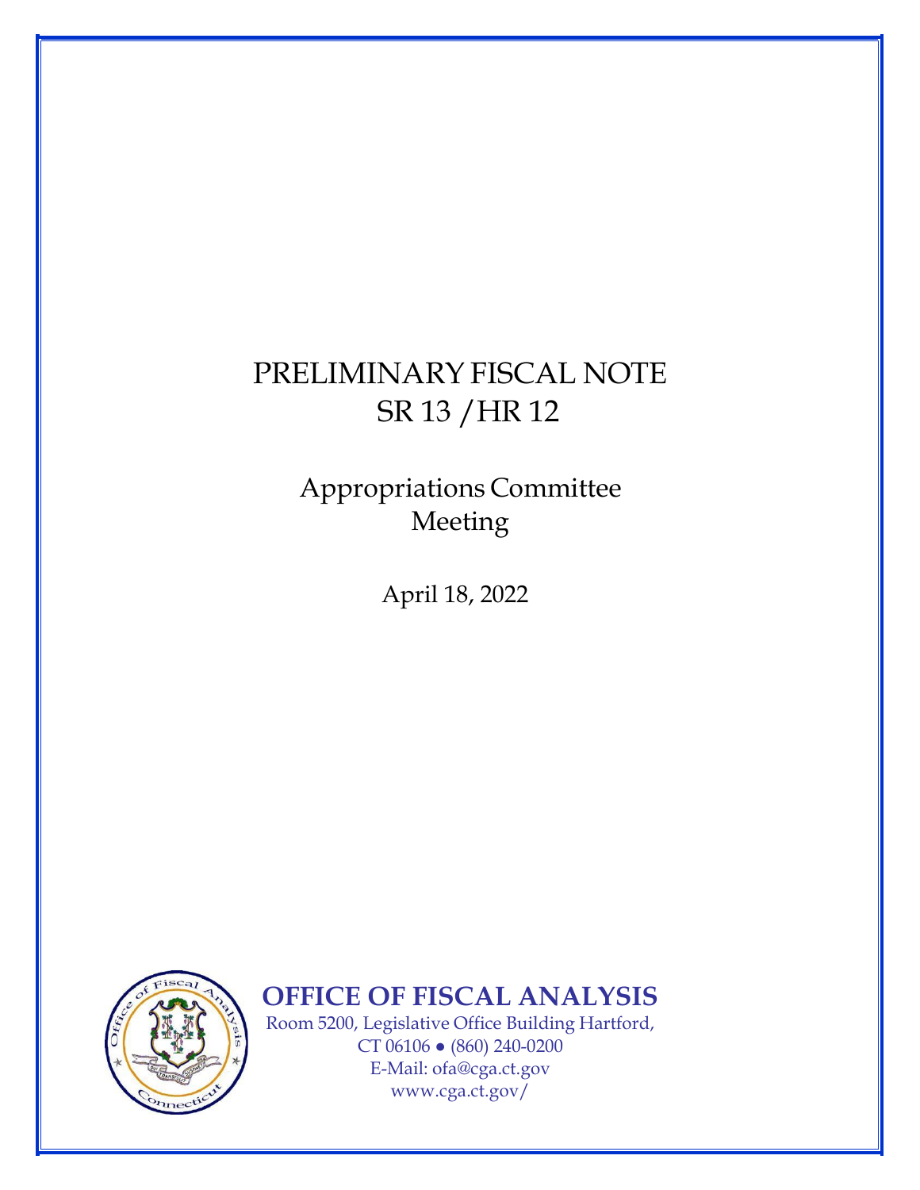# PRELIMINARY FISCAL NOTE
# SR 13 /HR 12

## Appropriations Committee Meeting

April 18, 2022

**OFFICE OF FISCAL ANALYSIS**

Room 5200, Legislative Office Building Hartford, CT 06106 ● (860) 240-0200

E-Mail: ofa@cga.ct.gov

www.cga.ct.gov/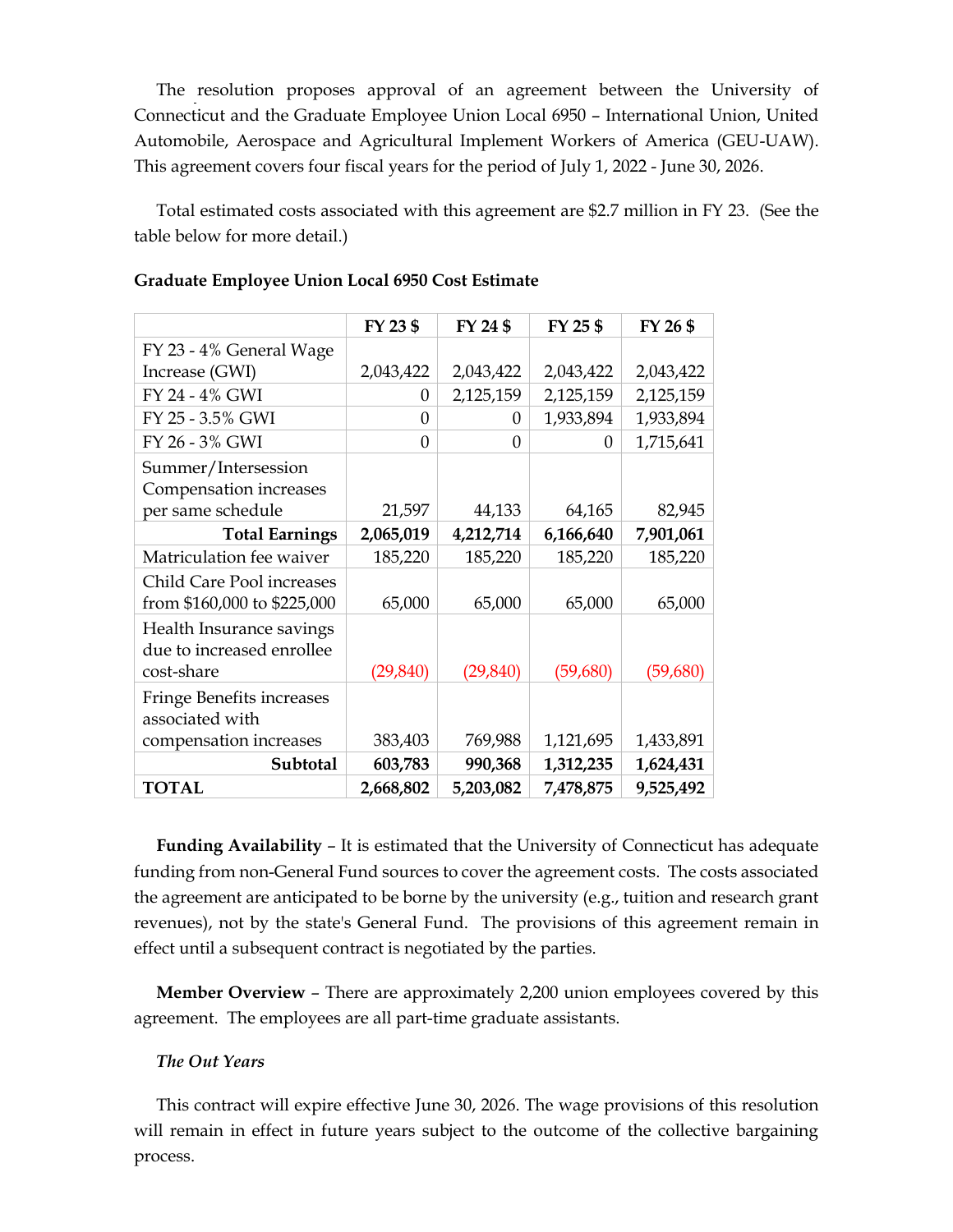The resolution proposes approval of an agreement between the University of Connecticut and the Graduate Employee Union Local 6950 – International Union, United Automobile, Aerospace and Agricultural Implement Workers of America (GEU-UAW). This agreement covers four fiscal years for the period of July 1, 2022 - June 30, 2026.

Total estimated costs associated with this agreement are $2.7 million in FY 23. (See the table below for more detail.)

**Graduate Employee Union Local 6950 Cost Estimate**

| | FY 23 $ | FY 24 $ | FY 25 $ | FY 26 $ |
|---|---|---|---|---|
| FY 23 - 4% General Wage Increase (GWI) | 2,043,422 | 2,043,422 | 2,043,422 | 2,043,422 |
| FY 24 - 4% GWI | 0 | 2,125,159 | 2,125,159 | 2,125,159 |
| FY 25 - 3.5% GWI | 0 | 0 | 1,933,894 | 1,933,894 |
| FY 26 - 3% GWI | 0 | 0 | 0 | 1,715,641 |
| Summer/Intersession Compensation increases per same schedule | 21,597 | 44,133 | 64,165 | 82,945 |
| **Total Earnings** | **2,065,019** | **4,212,714** | **6,166,640** | **7,901,061** |
| Matriculation fee waiver | 185,220 | 185,220 | 185,220 | 185,220 |
| Child Care Pool increases from $160,000 to $225,000 | 65,000 | 65,000 | 65,000 | 65,000 |
| Health Insurance savings due to increased enrollee cost-share | (29,840) | (29,840) | (59,680) | (59,680) |
| Fringe Benefits increases associated with compensation increases | 383,403 | 769,988 | 1,121,695 | 1,433,891 |
| **Subtotal** | **603,783** | **990,368** | **1,312,235** | **1,624,431** |
| **TOTAL** | **2,668,802** | **5,203,082** | **7,478,875** | **9,525,492** |

**Funding Availability** – It is estimated that the University of Connecticut has adequate funding from non-General Fund sources to cover the agreement costs. The costs associated the agreement are anticipated to be borne by the university (e.g., tuition and research grant revenues), not by the state's General Fund. The provisions of this agreement remain in effect until a subsequent contract is negotiated by the parties.

**Member Overview** – There are approximately 2,200 union employees covered by this agreement. The employees are all part-time graduate assistants.

*The Out Years*

This contract will expire effective June 30, 2026. The wage provisions of this resolution will remain in effect in future years subject to the outcome of the collective bargaining process.